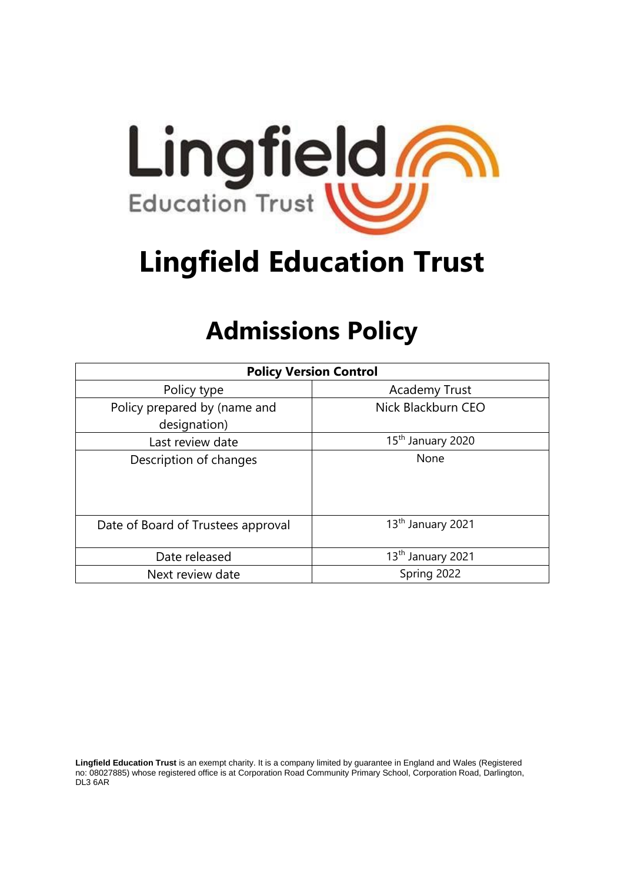# Lingfield Education Trust

# Admissions Policy

| Policy Version Control | |
|---|---|
| Policy type | Academy Trust |
| Policy prepared by (name and designation) | Nick Blackburn CEO |
| Last review date | 15th January 2020 |
| Description of changes | None |
| Date of Board of Trustees approval | 13th January 2021 |
| Date released | 13th January 2021 |
| Next review date | Spring 2022 |

**Lingfield Education Trust** is an exempt charity. It is a company limited by guarantee in England and Wales (Registered no: 08027885) whose registered office is at Corporation Road Community Primary School, Corporation Road, Darlington, DL3 6AR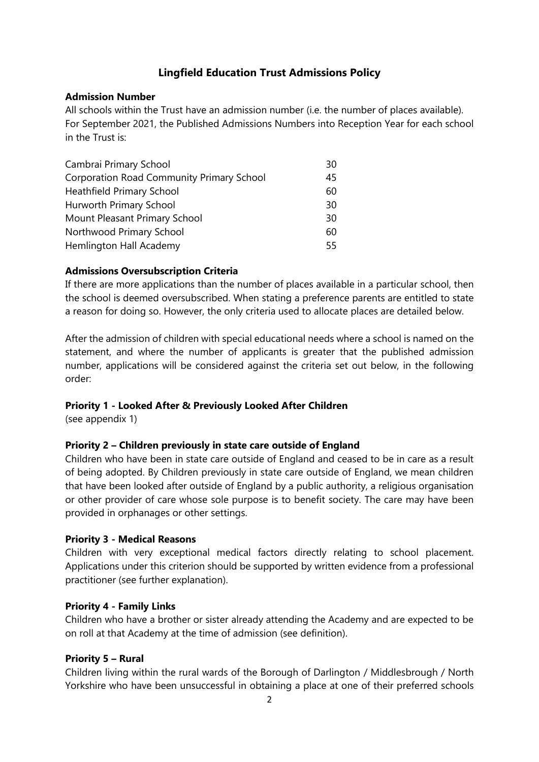## Lingfield Education Trust Admissions Policy

**Admission Number**

All schools within the Trust have an admission number (i.e. the number of places available). For September 2021, the Published Admissions Numbers into Reception Year for each school in the Trust is:

| School | Number |
| --- | --- |
| Cambrai Primary School | 30 |
| Corporation Road Community Primary School | 45 |
| Heathfield Primary School | 60 |
| Hurworth Primary School | 30 |
| Mount Pleasant Primary School | 30 |
| Northwood Primary School | 60 |
| Hemlington Hall Academy | 55 |

**Admissions Oversubscription Criteria**

If there are more applications than the number of places available in a particular school, then the school is deemed oversubscribed. When stating a preference parents are entitled to state a reason for doing so. However, the only criteria used to allocate places are detailed below.

After the admission of children with special educational needs where a school is named on the statement, and where the number of applicants is greater that the published admission number, applications will be considered against the criteria set out below, in the following order:

**Priority 1 - Looked After & Previously Looked After Children**

(see appendix 1)

**Priority 2 – Children previously in state care outside of England**

Children who have been in state care outside of England and ceased to be in care as a result of being adopted. By Children previously in state care outside of England, we mean children that have been looked after outside of England by a public authority, a religious organisation or other provider of care whose sole purpose is to benefit society. The care may have been provided in orphanages or other settings.

**Priority 3 - Medical Reasons**

Children with very exceptional medical factors directly relating to school placement. Applications under this criterion should be supported by written evidence from a professional practitioner (see further explanation).

**Priority 4 - Family Links**

Children who have a brother or sister already attending the Academy and are expected to be on roll at that Academy at the time of admission (see definition).

**Priority 5 – Rural**

Children living within the rural wards of the Borough of Darlington / Middlesbrough / North Yorkshire who have been unsuccessful in obtaining a place at one of their preferred schools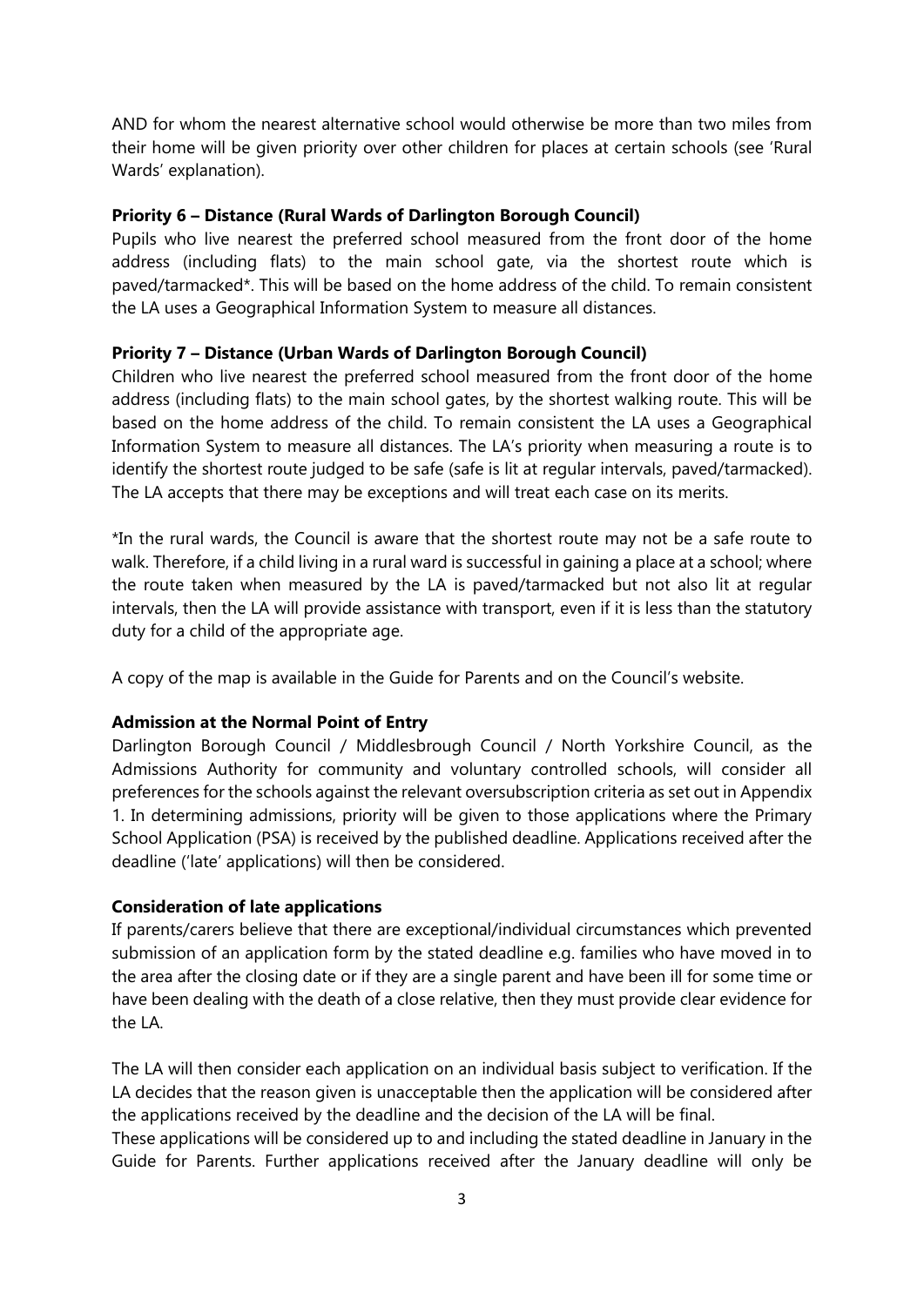AND for whom the nearest alternative school would otherwise be more than two miles from their home will be given priority over other children for places at certain schools (see 'Rural Wards' explanation).

**Priority 6 – Distance (Rural Wards of Darlington Borough Council)**

Pupils who live nearest the preferred school measured from the front door of the home address (including flats) to the main school gate, via the shortest route which is paved/tarmacked*. This will be based on the home address of the child. To remain consistent the LA uses a Geographical Information System to measure all distances.

**Priority 7 – Distance (Urban Wards of Darlington Borough Council)**

Children who live nearest the preferred school measured from the front door of the home address (including flats) to the main school gates, by the shortest walking route. This will be based on the home address of the child. To remain consistent the LA uses a Geographical Information System to measure all distances. The LA's priority when measuring a route is to identify the shortest route judged to be safe (safe is lit at regular intervals, paved/tarmacked). The LA accepts that there may be exceptions and will treat each case on its merits.

*In the rural wards, the Council is aware that the shortest route may not be a safe route to walk. Therefore, if a child living in a rural ward is successful in gaining a place at a school; where the route taken when measured by the LA is paved/tarmacked but not also lit at regular intervals, then the LA will provide assistance with transport, even if it is less than the statutory duty for a child of the appropriate age.

A copy of the map is available in the Guide for Parents and on the Council's website.

**Admission at the Normal Point of Entry**

Darlington Borough Council / Middlesbrough Council / North Yorkshire Council, as the Admissions Authority for community and voluntary controlled schools, will consider all preferences for the schools against the relevant oversubscription criteria as set out in Appendix 1. In determining admissions, priority will be given to those applications where the Primary School Application (PSA) is received by the published deadline. Applications received after the deadline ('late' applications) will then be considered.

**Consideration of late applications**

If parents/carers believe that there are exceptional/individual circumstances which prevented submission of an application form by the stated deadline e.g. families who have moved in to the area after the closing date or if they are a single parent and have been ill for some time or have been dealing with the death of a close relative, then they must provide clear evidence for the LA.

The LA will then consider each application on an individual basis subject to verification. If the LA decides that the reason given is unacceptable then the application will be considered after the applications received by the deadline and the decision of the LA will be final.
These applications will be considered up to and including the stated deadline in January in the Guide for Parents. Further applications received after the January deadline will only be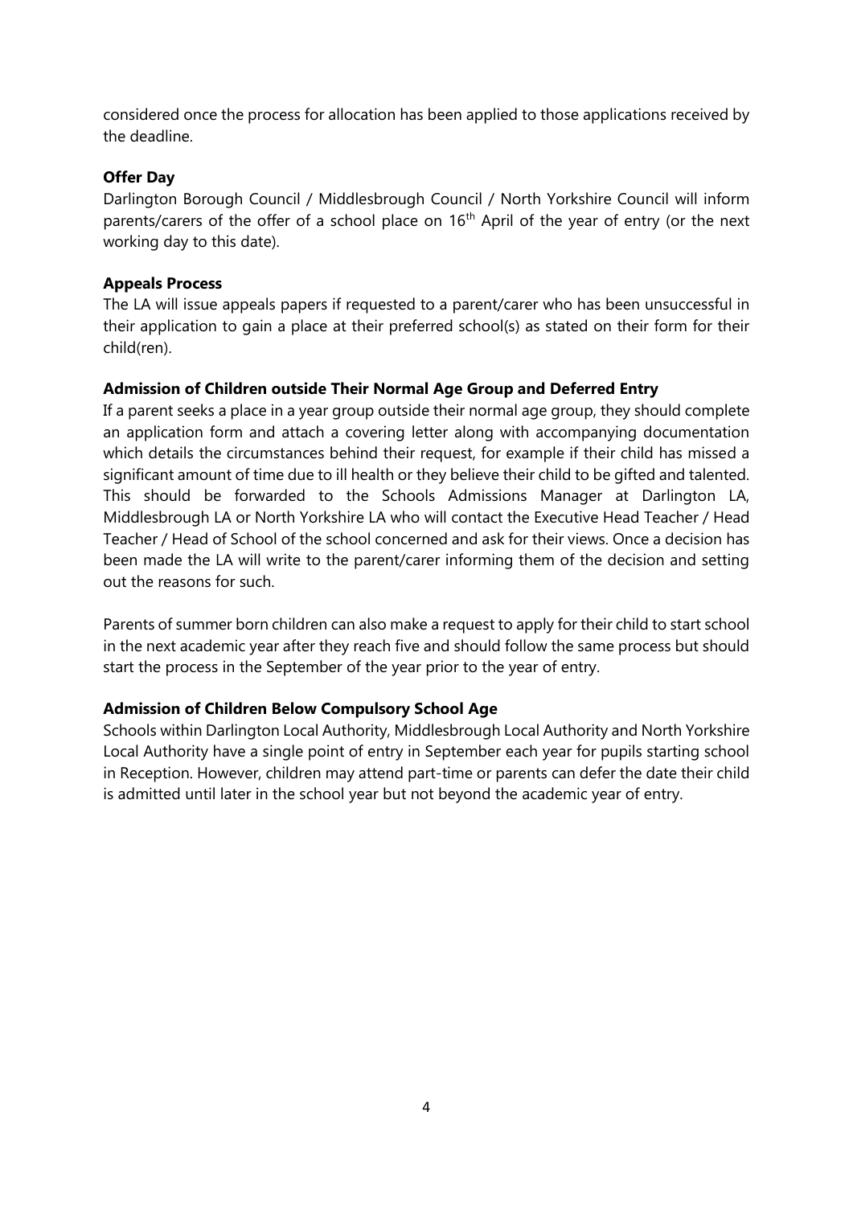considered once the process for allocation has been applied to those applications received by the deadline.

**Offer Day**

Darlington Borough Council / Middlesbrough Council / North Yorkshire Council will inform parents/carers of the offer of a school place on 16th April of the year of entry (or the next working day to this date).

**Appeals Process**

The LA will issue appeals papers if requested to a parent/carer who has been unsuccessful in their application to gain a place at their preferred school(s) as stated on their form for their child(ren).

**Admission of Children outside Their Normal Age Group and Deferred Entry**

If a parent seeks a place in a year group outside their normal age group, they should complete an application form and attach a covering letter along with accompanying documentation which details the circumstances behind their request, for example if their child has missed a significant amount of time due to ill health or they believe their child to be gifted and talented. This should be forwarded to the Schools Admissions Manager at Darlington LA, Middlesbrough LA or North Yorkshire LA who will contact the Executive Head Teacher / Head Teacher / Head of School of the school concerned and ask for their views. Once a decision has been made the LA will write to the parent/carer informing them of the decision and setting out the reasons for such.

Parents of summer born children can also make a request to apply for their child to start school in the next academic year after they reach five and should follow the same process but should start the process in the September of the year prior to the year of entry.

**Admission of Children Below Compulsory School Age**

Schools within Darlington Local Authority, Middlesbrough Local Authority and North Yorkshire Local Authority have a single point of entry in September each year for pupils starting school in Reception. However, children may attend part-time or parents can defer the date their child is admitted until later in the school year but not beyond the academic year of entry.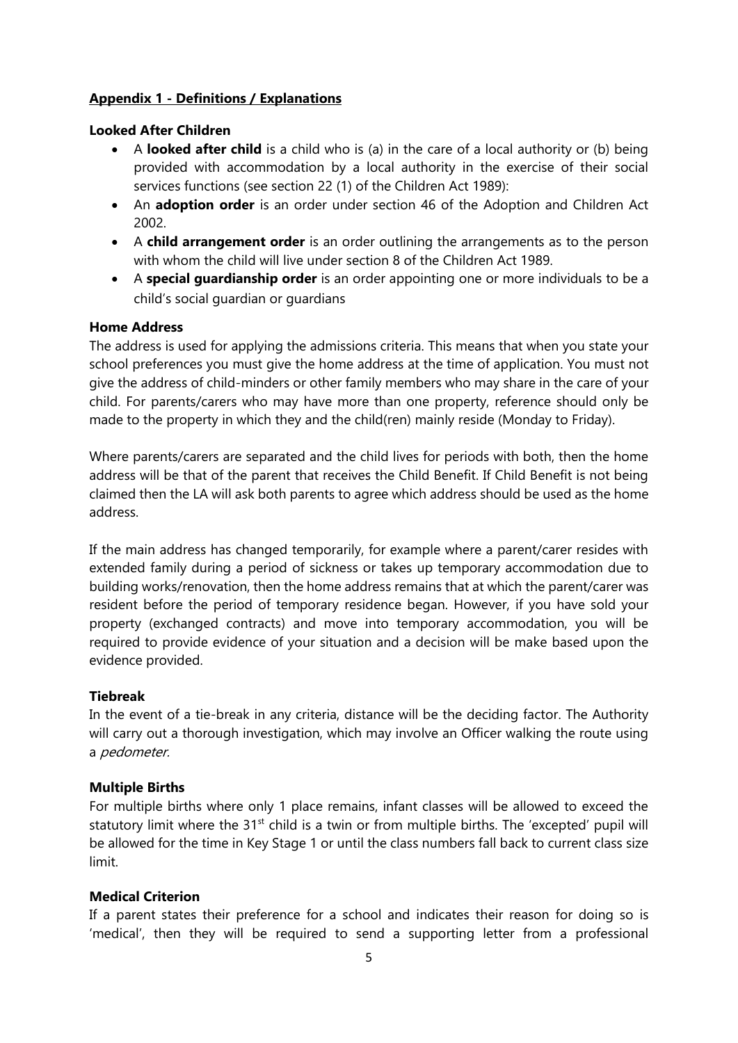## **Appendix 1 - Definitions / Explanations**

**Looked After Children**

- A **looked after child** is a child who is (a) in the care of a local authority or (b) being provided with accommodation by a local authority in the exercise of their social services functions (see section 22 (1) of the Children Act 1989):
- An **adoption order** is an order under section 46 of the Adoption and Children Act 2002.
- A **child arrangement order** is an order outlining the arrangements as to the person with whom the child will live under section 8 of the Children Act 1989.
- A **special guardianship order** is an order appointing one or more individuals to be a child's social guardian or guardians

**Home Address**

The address is used for applying the admissions criteria. This means that when you state your school preferences you must give the home address at the time of application. You must not give the address of child-minders or other family members who may share in the care of your child. For parents/carers who may have more than one property, reference should only be made to the property in which they and the child(ren) mainly reside (Monday to Friday).

Where parents/carers are separated and the child lives for periods with both, then the home address will be that of the parent that receives the Child Benefit. If Child Benefit is not being claimed then the LA will ask both parents to agree which address should be used as the home address.

If the main address has changed temporarily, for example where a parent/carer resides with extended family during a period of sickness or takes up temporary accommodation due to building works/renovation, then the home address remains that at which the parent/carer was resident before the period of temporary residence began. However, if you have sold your property (exchanged contracts) and move into temporary accommodation, you will be required to provide evidence of your situation and a decision will be make based upon the evidence provided.

**Tiebreak**

In the event of a tie-break in any criteria, distance will be the deciding factor. The Authority will carry out a thorough investigation, which may involve an Officer walking the route using a *pedometer.*

**Multiple Births**

For multiple births where only 1 place remains, infant classes will be allowed to exceed the statutory limit where the 31st child is a twin or from multiple births. The 'excepted' pupil will be allowed for the time in Key Stage 1 or until the class numbers fall back to current class size limit.

**Medical Criterion**

If a parent states their preference for a school and indicates their reason for doing so is 'medical', then they will be required to send a supporting letter from a professional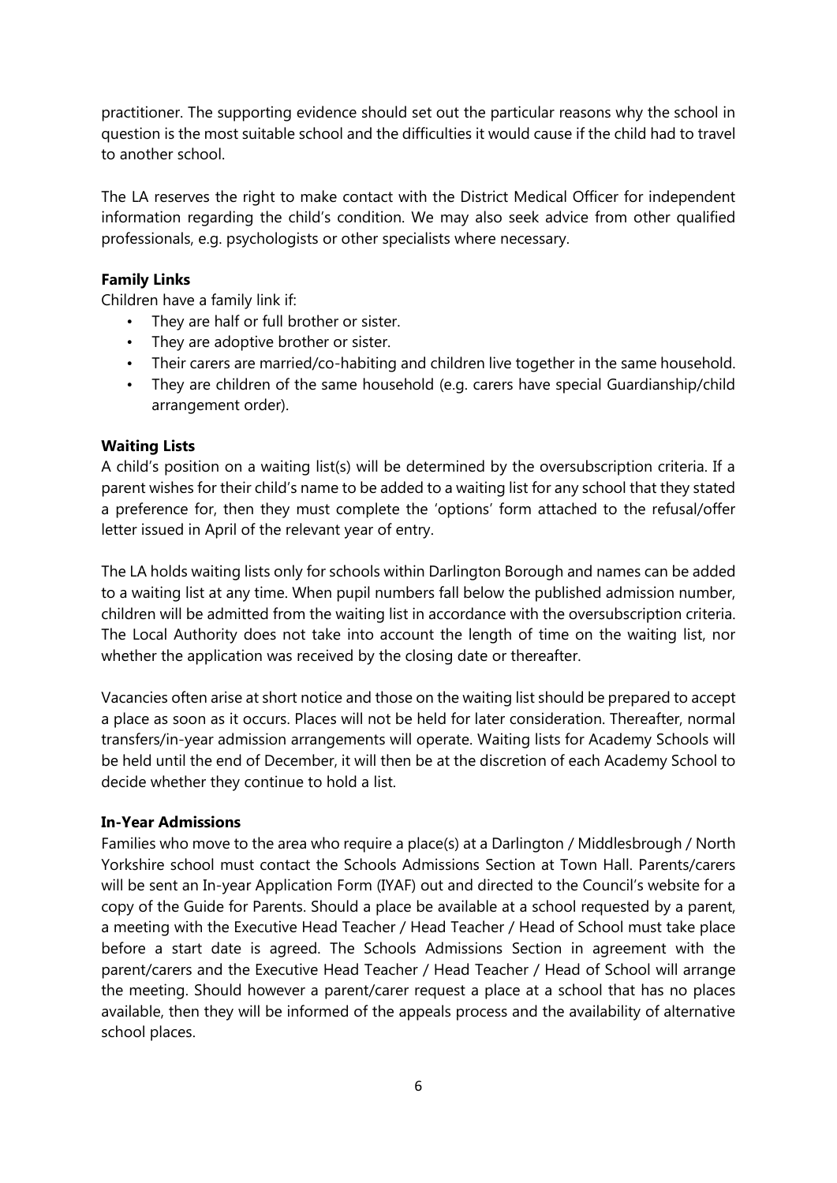practitioner. The supporting evidence should set out the particular reasons why the school in question is the most suitable school and the difficulties it would cause if the child had to travel to another school.

The LA reserves the right to make contact with the District Medical Officer for independent information regarding the child's condition. We may also seek advice from other qualified professionals, e.g. psychologists or other specialists where necessary.

**Family Links**

Children have a family link if:

- They are half or full brother or sister.
- They are adoptive brother or sister.
- Their carers are married/co-habiting and children live together in the same household.
- They are children of the same household (e.g. carers have special Guardianship/child arrangement order).

**Waiting Lists**

A child's position on a waiting list(s) will be determined by the oversubscription criteria. If a parent wishes for their child's name to be added to a waiting list for any school that they stated a preference for, then they must complete the 'options' form attached to the refusal/offer letter issued in April of the relevant year of entry.

The LA holds waiting lists only for schools within Darlington Borough and names can be added to a waiting list at any time. When pupil numbers fall below the published admission number, children will be admitted from the waiting list in accordance with the oversubscription criteria. The Local Authority does not take into account the length of time on the waiting list, nor whether the application was received by the closing date or thereafter.

Vacancies often arise at short notice and those on the waiting list should be prepared to accept a place as soon as it occurs. Places will not be held for later consideration. Thereafter, normal transfers/in-year admission arrangements will operate. Waiting lists for Academy Schools will be held until the end of December, it will then be at the discretion of each Academy School to decide whether they continue to hold a list.

**In-Year Admissions**

Families who move to the area who require a place(s) at a Darlington / Middlesbrough / North Yorkshire school must contact the Schools Admissions Section at Town Hall. Parents/carers will be sent an In-year Application Form (IYAF) out and directed to the Council's website for a copy of the Guide for Parents. Should a place be available at a school requested by a parent, a meeting with the Executive Head Teacher / Head Teacher / Head of School must take place before a start date is agreed. The Schools Admissions Section in agreement with the parent/carers and the Executive Head Teacher / Head Teacher / Head of School will arrange the meeting. Should however a parent/carer request a place at a school that has no places available, then they will be informed of the appeals process and the availability of alternative school places.